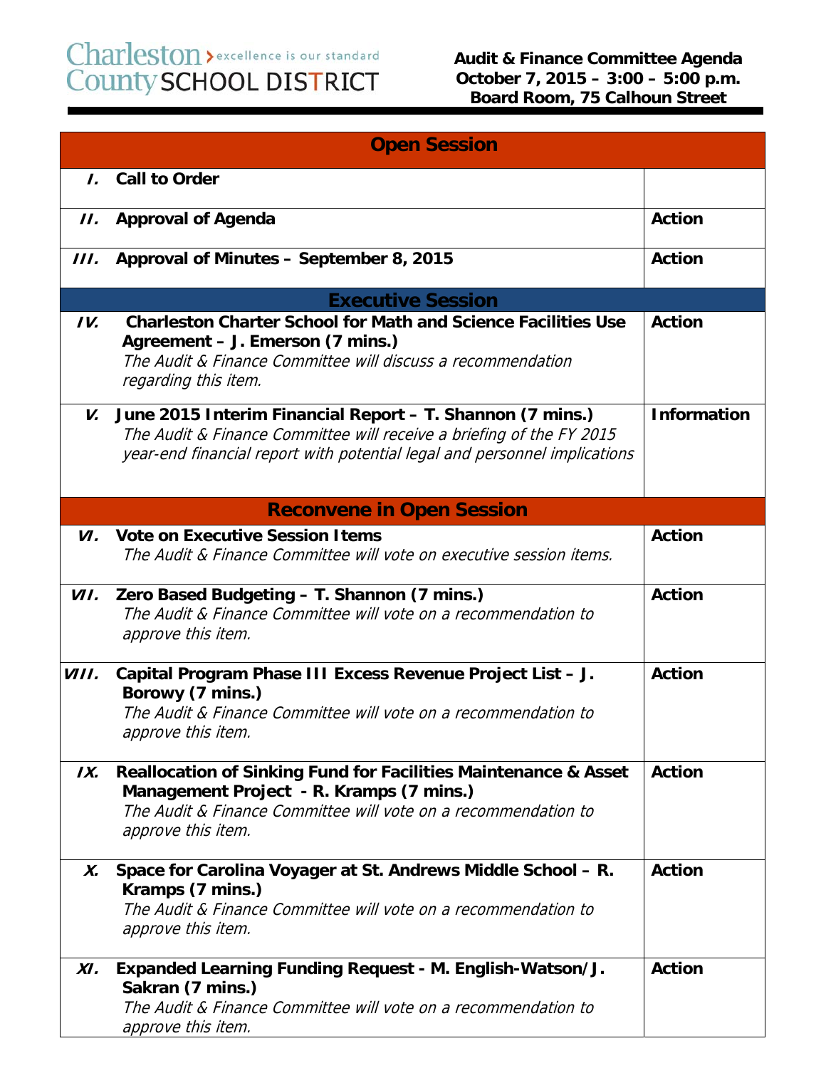Charleston County SCHOOL DISTRICT > excellence is our standard

**Audit & Finance Committee Agenda**
**October 7, 2015 – 3:00 – 5:00 p.m.**
**Board Room, 75 Calhoun Street**

| | **Open Session** | |
|---|---|---|
| ***I.*** | **Call to Order** | |
| ***II.*** | **Approval of Agenda** | **Action** |
| ***III.*** | **Approval of Minutes – September 8, 2015** | **Action** |
| | **Executive Session** | |
| ***IV.*** | **Charleston Charter School for Math and Science Facilities Use Agreement – J. Emerson (7 mins.)** *The Audit & Finance Committee will discuss a recommendation regarding this item.* | **Action** |
| ***V.*** | **June 2015 Interim Financial Report – T. Shannon (7 mins.)** *The Audit & Finance Committee will receive a briefing of the FY 2015 year-end financial report with potential legal and personnel implications* | **Information** |
| | **Reconvene in Open Session** | |
| ***VI.*** | **Vote on Executive Session Items** *The Audit & Finance Committee will vote on executive session items.* | **Action** |
| ***VII.*** | **Zero Based Budgeting – T. Shannon (7 mins.)** *The Audit & Finance Committee will vote on a recommendation to approve this item.* | **Action** |
| ***VIII.*** | **Capital Program Phase III Excess Revenue Project List – J. Borowy (7 mins.)** *The Audit & Finance Committee will vote on a recommendation to approve this item.* | **Action** |
| ***IX.*** | **Reallocation of Sinking Fund for Facilities Maintenance & Asset Management Project - R. Kramps (7 mins.)** *The Audit & Finance Committee will vote on a recommendation to approve this item.* | **Action** |
| ***X.*** | **Space for Carolina Voyager at St. Andrews Middle School – R. Kramps (7 mins.)** *The Audit & Finance Committee will vote on a recommendation to approve this item.* | **Action** |
| ***XI.*** | **Expanded Learning Funding Request - M. English-Watson/J. Sakran (7 mins.)** *The Audit & Finance Committee will vote on a recommendation to approve this item.* | **Action** |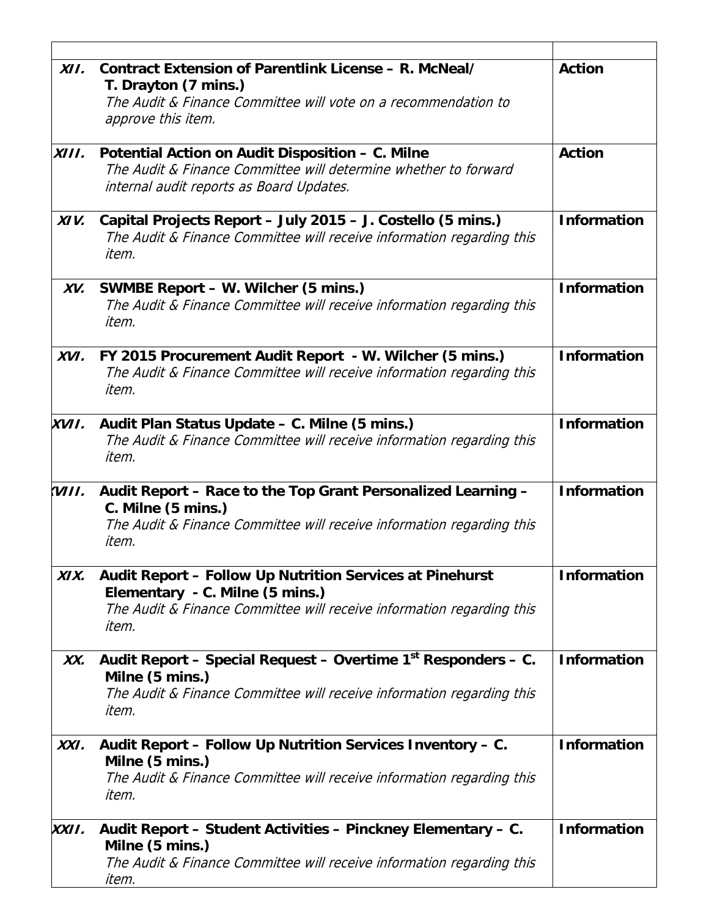| | | |
|---|---|---|
| **XII.** | **Contract Extension of Parentlink License – R. McNeal/ T. Drayton (7 mins.)**<br>*The Audit & Finance Committee will vote on a recommendation to approve this item.* | **Action** |
| **XIII.** | **Potential Action on Audit Disposition – C. Milne**<br>*The Audit & Finance Committee will determine whether to forward internal audit reports as Board Updates.* | **Action** |
| **XIV.** | **Capital Projects Report – July 2015 – J. Costello (5 mins.)**<br>*The Audit & Finance Committee will receive information regarding this item.* | **Information** |
| **XV.** | **SWMBE Report – W. Wilcher (5 mins.)**<br>*The Audit & Finance Committee will receive information regarding this item.* | **Information** |
| **XVI.** | **FY 2015 Procurement Audit Report - W. Wilcher (5 mins.)**<br>*The Audit & Finance Committee will receive information regarding this item.* | **Information** |
| **XVII.** | **Audit Plan Status Update – C. Milne (5 mins.)**<br>*The Audit & Finance Committee will receive information regarding this item.* | **Information** |
| **XVIII.** | **Audit Report – Race to the Top Grant Personalized Learning – C. Milne (5 mins.)**<br>*The Audit & Finance Committee will receive information regarding this item.* | **Information** |
| **XIX.** | **Audit Report – Follow Up Nutrition Services at Pinehurst Elementary - C. Milne (5 mins.)**<br>*The Audit & Finance Committee will receive information regarding this item.* | **Information** |
| **XX.** | **Audit Report – Special Request – Overtime 1st Responders – C. Milne (5 mins.)**<br>*The Audit & Finance Committee will receive information regarding this item.* | **Information** |
| **XXI.** | **Audit Report – Follow Up Nutrition Services Inventory – C. Milne (5 mins.)**<br>*The Audit & Finance Committee will receive information regarding this item.* | **Information** |
| **XXII.** | **Audit Report – Student Activities – Pinckney Elementary – C. Milne (5 mins.)**<br>*The Audit & Finance Committee will receive information regarding this item.* | **Information** |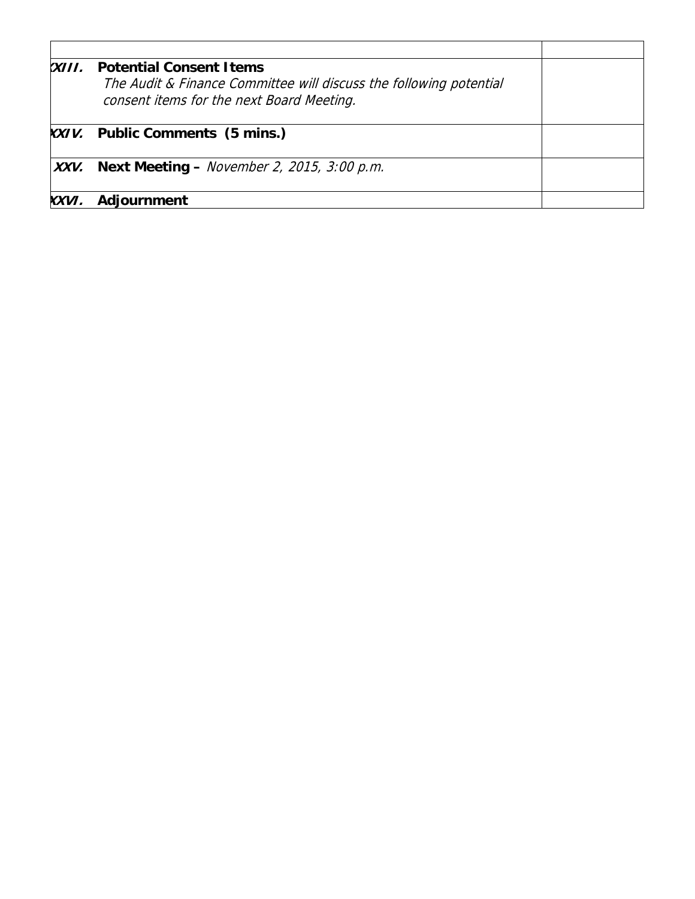| | |
|---|---|
| | |
| **XXIII. Potential Consent Items**<br>*The Audit & Finance Committee will discuss the following potential consent items for the next Board Meeting.* | |
| **XXIV. Public Comments (5 mins.)** | |
| **XXV. Next Meeting –** *November 2, 2015, 3:00 p.m.* | |
| **XXVI. Adjournment** | |